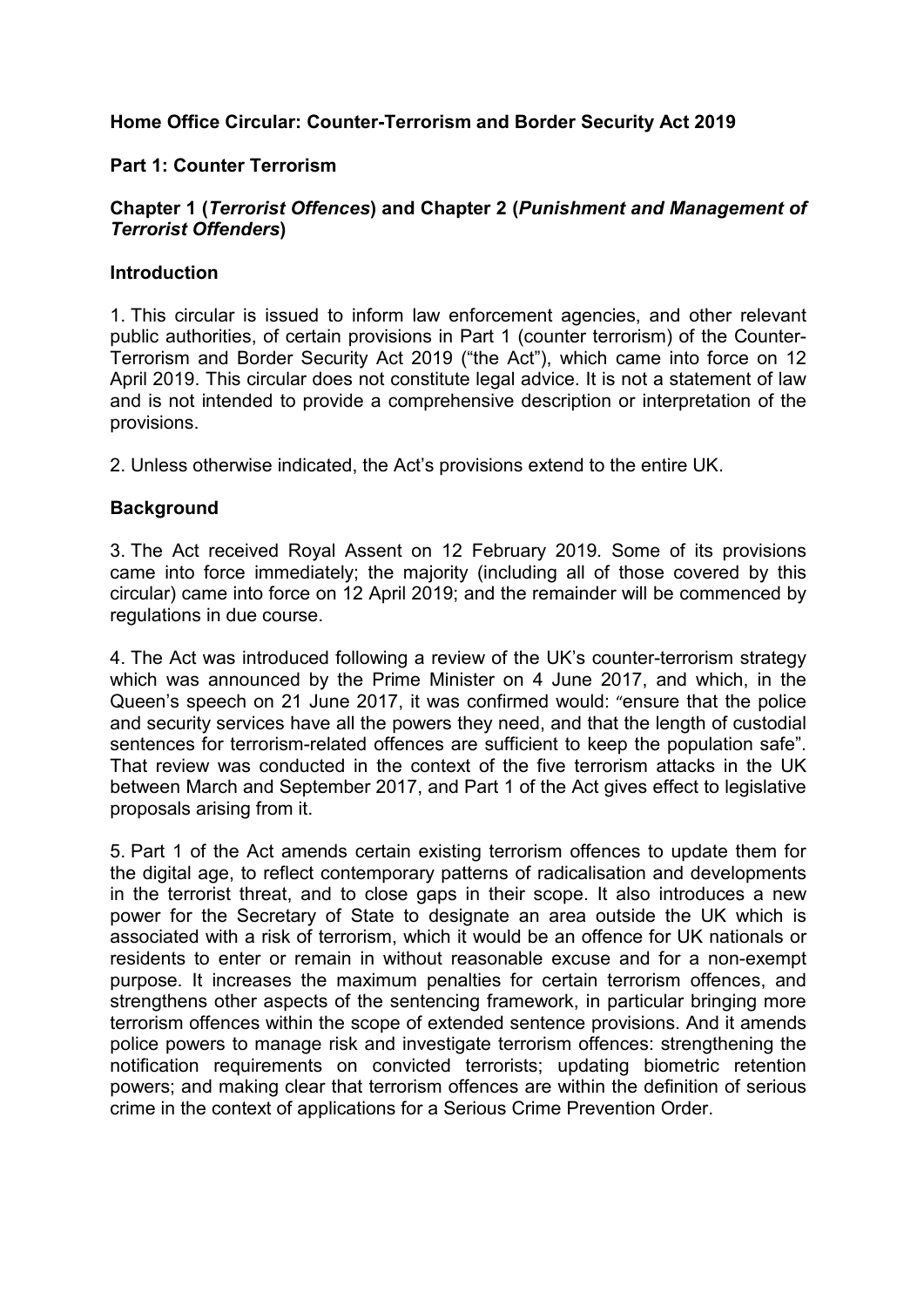**Home Office Circular: Counter-Terrorism and Border Security Act 2019**

**Part 1: Counter Terrorism**

**Chapter 1 (*Terrorist Offences*) and Chapter 2 (*Punishment and Management of Terrorist Offenders*)**

**Introduction**

1. This circular is issued to inform law enforcement agencies, and other relevant public authorities, of certain provisions in Part 1 (counter terrorism) of the Counter-Terrorism and Border Security Act 2019 ("the Act"), which came into force on 12 April 2019. This circular does not constitute legal advice. It is not a statement of law and is not intended to provide a comprehensive description or interpretation of the provisions.

2. Unless otherwise indicated, the Act's provisions extend to the entire UK.

**Background**

3. The Act received Royal Assent on 12 February 2019. Some of its provisions came into force immediately; the majority (including all of those covered by this circular) came into force on 12 April 2019; and the remainder will be commenced by regulations in due course.

4. The Act was introduced following a review of the UK's counter-terrorism strategy which was announced by the Prime Minister on 4 June 2017, and which, in the Queen's speech on 21 June 2017, it was confirmed would: "ensure that the police and security services have all the powers they need, and that the length of custodial sentences for terrorism-related offences are sufficient to keep the population safe". That review was conducted in the context of the five terrorism attacks in the UK between March and September 2017, and Part 1 of the Act gives effect to legislative proposals arising from it.

5. Part 1 of the Act amends certain existing terrorism offences to update them for the digital age, to reflect contemporary patterns of radicalisation and developments in the terrorist threat, and to close gaps in their scope. It also introduces a new power for the Secretary of State to designate an area outside the UK which is associated with a risk of terrorism, which it would be an offence for UK nationals or residents to enter or remain in without reasonable excuse and for a non-exempt purpose. It increases the maximum penalties for certain terrorism offences, and strengthens other aspects of the sentencing framework, in particular bringing more terrorism offences within the scope of extended sentence provisions. And it amends police powers to manage risk and investigate terrorism offences: strengthening the notification requirements on convicted terrorists; updating biometric retention powers; and making clear that terrorism offences are within the definition of serious crime in the context of applications for a Serious Crime Prevention Order.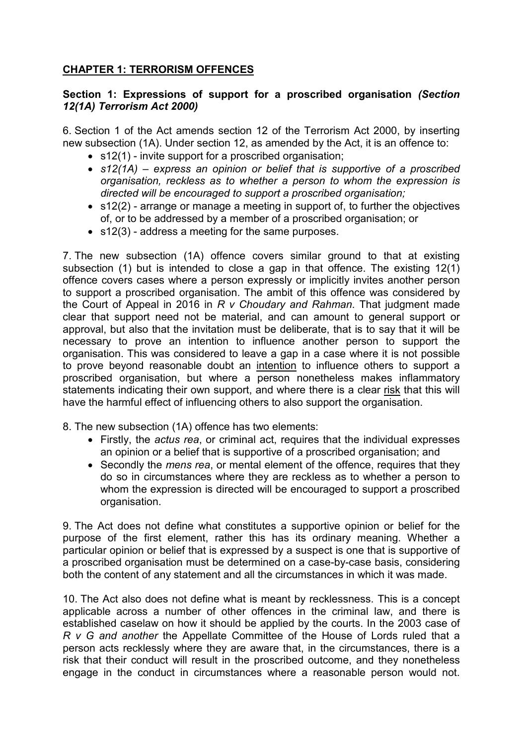## <u>**CHAPTER 1: TERRORISM OFFENCES**</u>

### Section 1: Expressions of support for a proscribed organisation *(Section 12(1A) Terrorism Act 2000)*

6. Section 1 of the Act amends section 12 of the Terrorism Act 2000, by inserting new subsection (1A). Under section 12, as amended by the Act, it is an offence to:

- s12(1) - invite support for a proscribed organisation;
- *s12(1A) – express an opinion or belief that is supportive of a proscribed organisation, reckless as to whether a person to whom the expression is directed will be encouraged to support a proscribed organisation;*
- s12(2) - arrange or manage a meeting in support of, to further the objectives of, or to be addressed by a member of a proscribed organisation; or
- s12(3) - address a meeting for the same purposes.

7. The new subsection (1A) offence covers similar ground to that at existing subsection (1) but is intended to close a gap in that offence. The existing 12(1) offence covers cases where a person expressly or implicitly invites another person to support a proscribed organisation. The ambit of this offence was considered by the Court of Appeal in 2016 in *R v Choudary and Rahman*. That judgment made clear that support need not be material, and can amount to general support or approval, but also that the invitation must be deliberate, that is to say that it will be necessary to prove an intention to influence another person to support the organisation. This was considered to leave a gap in a case where it is not possible to prove beyond reasonable doubt an <u>intention</u> to influence others to support a proscribed organisation, but where a person nonetheless makes inflammatory statements indicating their own support, and where there is a clear <u>risk</u> that this will have the harmful effect of influencing others to also support the organisation.

8. The new subsection (1A) offence has two elements:

- Firstly, the *actus rea*, or criminal act, requires that the individual expresses an opinion or a belief that is supportive of a proscribed organisation; and
- Secondly the *mens rea*, or mental element of the offence, requires that they do so in circumstances where they are reckless as to whether a person to whom the expression is directed will be encouraged to support a proscribed organisation.

9. The Act does not define what constitutes a supportive opinion or belief for the purpose of the first element, rather this has its ordinary meaning. Whether a particular opinion or belief that is expressed by a suspect is one that is supportive of a proscribed organisation must be determined on a case-by-case basis, considering both the content of any statement and all the circumstances in which it was made.

10. The Act also does not define what is meant by recklessness. This is a concept applicable across a number of other offences in the criminal law, and there is established caselaw on how it should be applied by the courts. In the 2003 case of *R v G and another* the Appellate Committee of the House of Lords ruled that a person acts recklessly where they are aware that, in the circumstances, there is a risk that their conduct will result in the proscribed outcome, and they nonetheless engage in the conduct in circumstances where a reasonable person would not.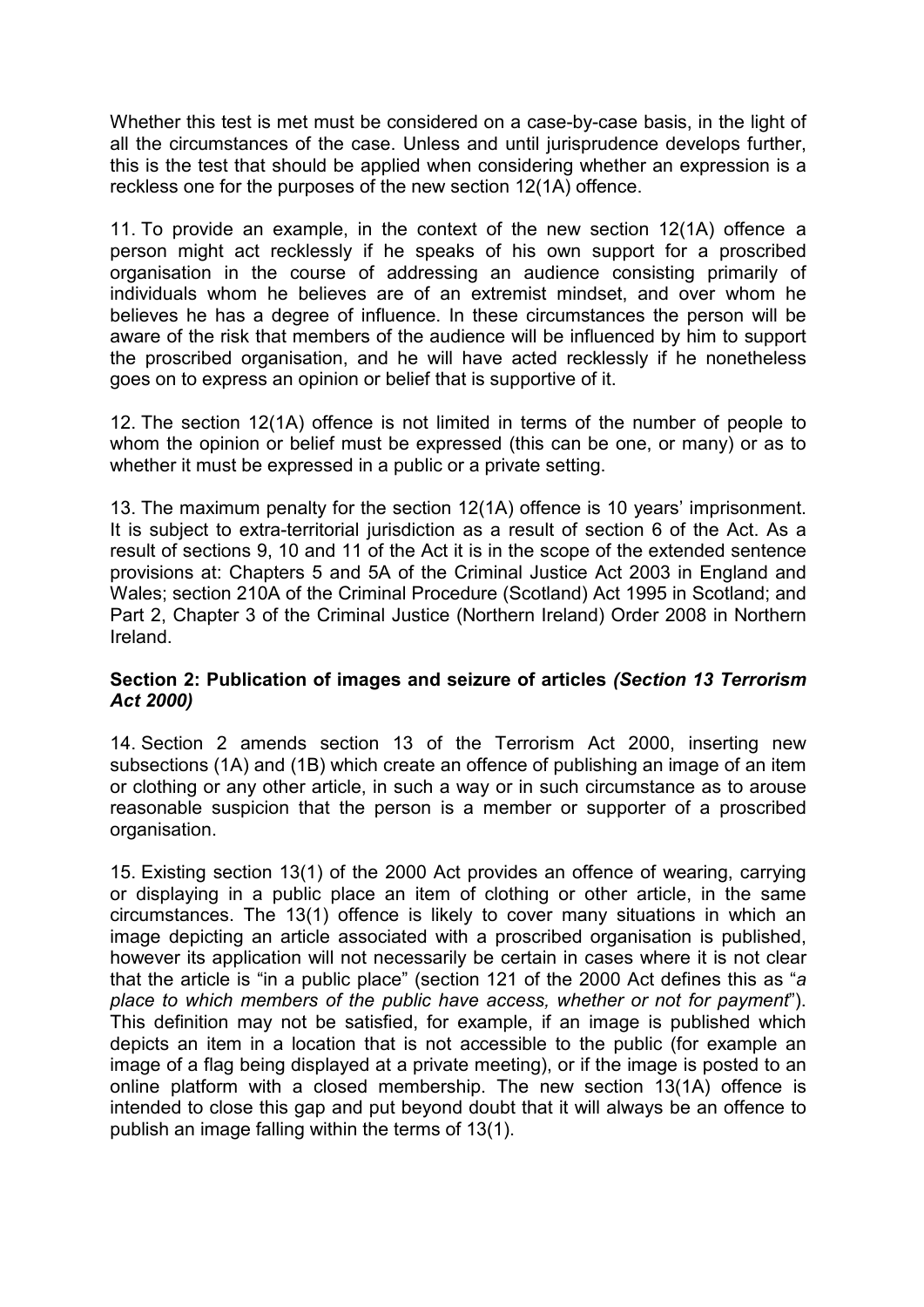Whether this test is met must be considered on a case-by-case basis, in the light of all the circumstances of the case. Unless and until jurisprudence develops further, this is the test that should be applied when considering whether an expression is a reckless one for the purposes of the new section 12(1A) offence.

11. To provide an example, in the context of the new section 12(1A) offence a person might act recklessly if he speaks of his own support for a proscribed organisation in the course of addressing an audience consisting primarily of individuals whom he believes are of an extremist mindset, and over whom he believes he has a degree of influence. In these circumstances the person will be aware of the risk that members of the audience will be influenced by him to support the proscribed organisation, and he will have acted recklessly if he nonetheless goes on to express an opinion or belief that is supportive of it.

12. The section 12(1A) offence is not limited in terms of the number of people to whom the opinion or belief must be expressed (this can be one, or many) or as to whether it must be expressed in a public or a private setting.

13. The maximum penalty for the section 12(1A) offence is 10 years' imprisonment. It is subject to extra-territorial jurisdiction as a result of section 6 of the Act. As a result of sections 9, 10 and 11 of the Act it is in the scope of the extended sentence provisions at: Chapters 5 and 5A of the Criminal Justice Act 2003 in England and Wales; section 210A of the Criminal Procedure (Scotland) Act 1995 in Scotland; and Part 2, Chapter 3 of the Criminal Justice (Northern Ireland) Order 2008 in Northern Ireland.

**Section 2: Publication of images and seizure of articles** ***(Section 13 Terrorism Act 2000)***

14. Section 2 amends section 13 of the Terrorism Act 2000, inserting new subsections (1A) and (1B) which create an offence of publishing an image of an item or clothing or any other article, in such a way or in such circumstance as to arouse reasonable suspicion that the person is a member or supporter of a proscribed organisation.

15. Existing section 13(1) of the 2000 Act provides an offence of wearing, carrying or displaying in a public place an item of clothing or other article, in the same circumstances. The 13(1) offence is likely to cover many situations in which an image depicting an article associated with a proscribed organisation is published, however its application will not necessarily be certain in cases where it is not clear that the article is "in a public place" (section 121 of the 2000 Act defines this as "*a place to which members of the public have access, whether or not for payment*"). This definition may not be satisfied, for example, if an image is published which depicts an item in a location that is not accessible to the public (for example an image of a flag being displayed at a private meeting), or if the image is posted to an online platform with a closed membership. The new section 13(1A) offence is intended to close this gap and put beyond doubt that it will always be an offence to publish an image falling within the terms of 13(1).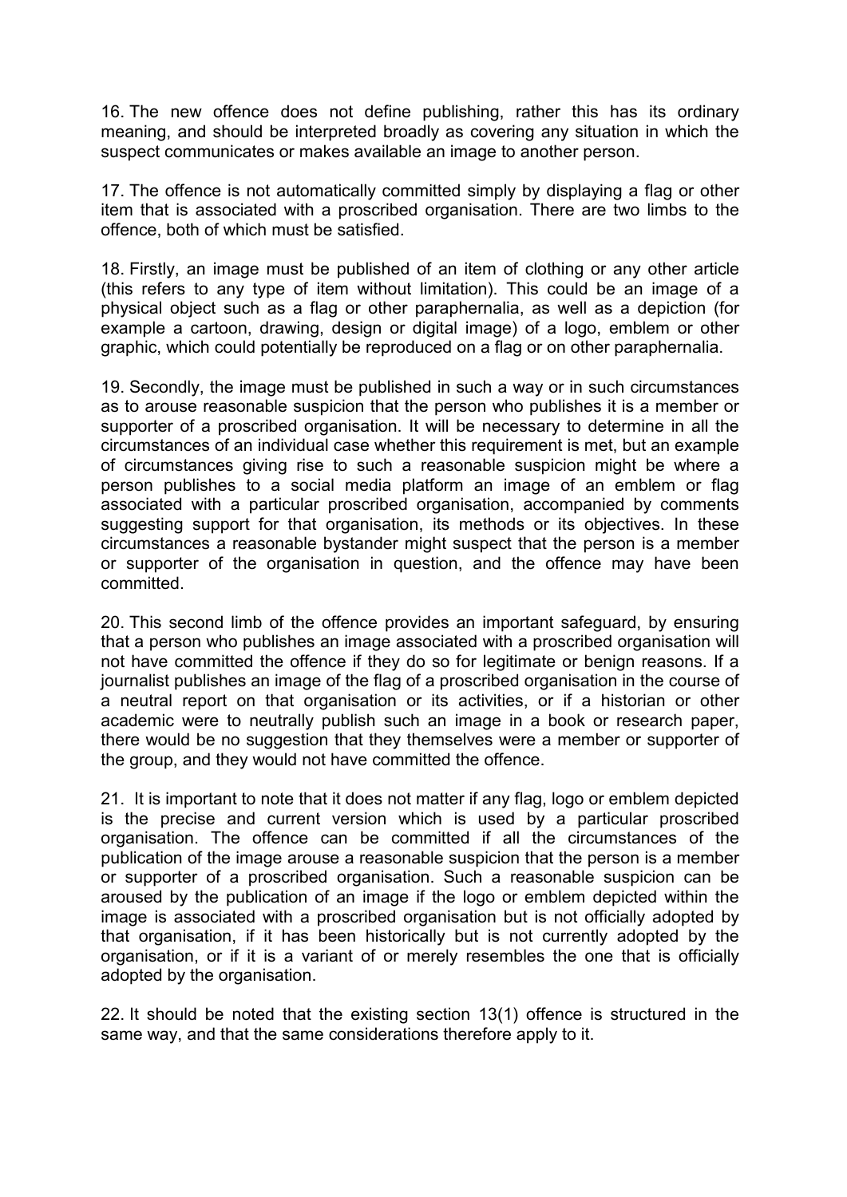16. The new offence does not define publishing, rather this has its ordinary meaning, and should be interpreted broadly as covering any situation in which the suspect communicates or makes available an image to another person.

17. The offence is not automatically committed simply by displaying a flag or other item that is associated with a proscribed organisation. There are two limbs to the offence, both of which must be satisfied.

18. Firstly, an image must be published of an item of clothing or any other article (this refers to any type of item without limitation). This could be an image of a physical object such as a flag or other paraphernalia, as well as a depiction (for example a cartoon, drawing, design or digital image) of a logo, emblem or other graphic, which could potentially be reproduced on a flag or on other paraphernalia.

19. Secondly, the image must be published in such a way or in such circumstances as to arouse reasonable suspicion that the person who publishes it is a member or supporter of a proscribed organisation. It will be necessary to determine in all the circumstances of an individual case whether this requirement is met, but an example of circumstances giving rise to such a reasonable suspicion might be where a person publishes to a social media platform an image of an emblem or flag associated with a particular proscribed organisation, accompanied by comments suggesting support for that organisation, its methods or its objectives. In these circumstances a reasonable bystander might suspect that the person is a member or supporter of the organisation in question, and the offence may have been committed.

20. This second limb of the offence provides an important safeguard, by ensuring that a person who publishes an image associated with a proscribed organisation will not have committed the offence if they do so for legitimate or benign reasons. If a journalist publishes an image of the flag of a proscribed organisation in the course of a neutral report on that organisation or its activities, or if a historian or other academic were to neutrally publish such an image in a book or research paper, there would be no suggestion that they themselves were a member or supporter of the group, and they would not have committed the offence.

21. It is important to note that it does not matter if any flag, logo or emblem depicted is the precise and current version which is used by a particular proscribed organisation. The offence can be committed if all the circumstances of the publication of the image arouse a reasonable suspicion that the person is a member or supporter of a proscribed organisation. Such a reasonable suspicion can be aroused by the publication of an image if the logo or emblem depicted within the image is associated with a proscribed organisation but is not officially adopted by that organisation, if it has been historically but is not currently adopted by the organisation, or if it is a variant of or merely resembles the one that is officially adopted by the organisation.

22. It should be noted that the existing section 13(1) offence is structured in the same way, and that the same considerations therefore apply to it.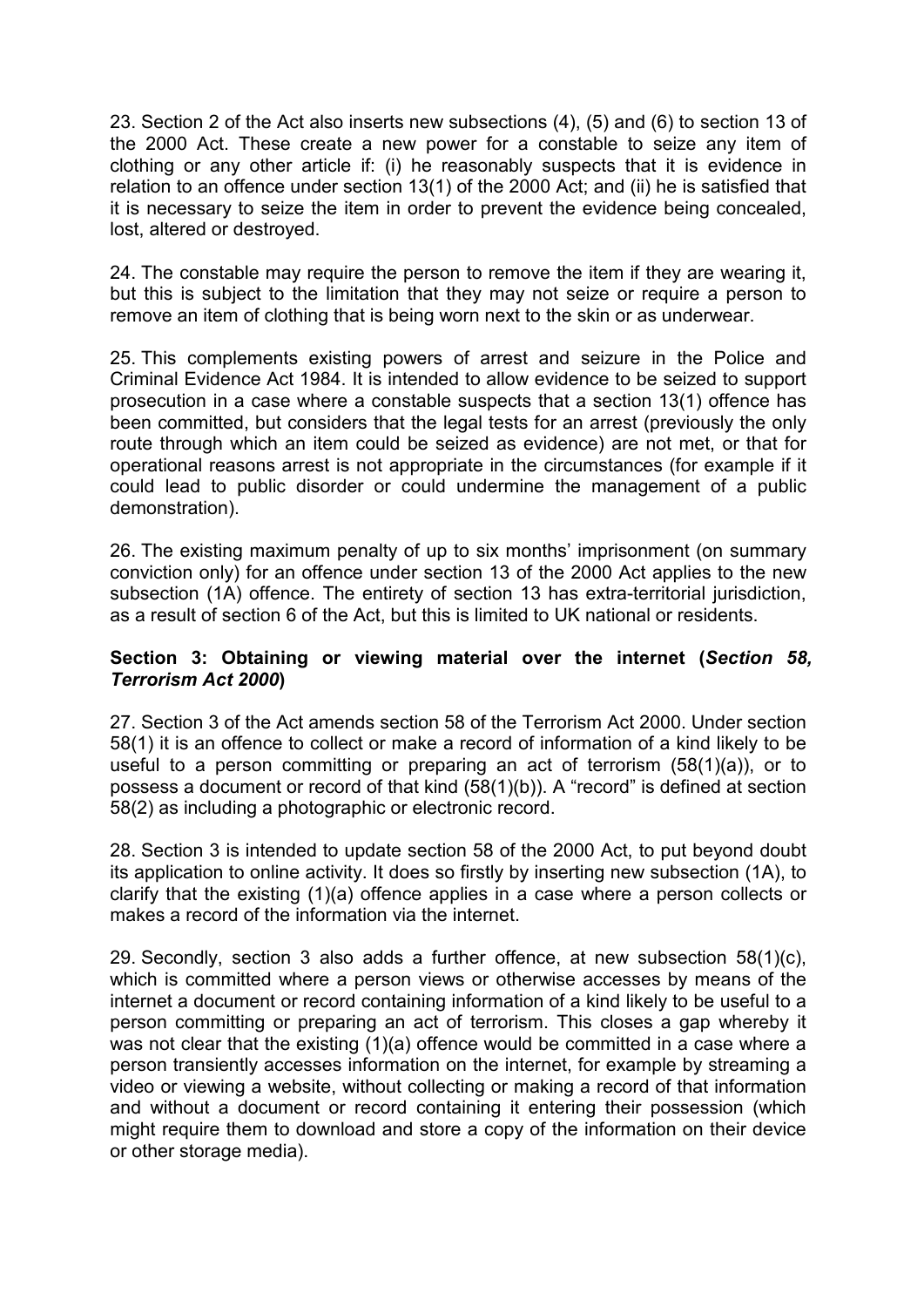23. Section 2 of the Act also inserts new subsections (4), (5) and (6) to section 13 of the 2000 Act. These create a new power for a constable to seize any item of clothing or any other article if: (i) he reasonably suspects that it is evidence in relation to an offence under section 13(1) of the 2000 Act; and (ii) he is satisfied that it is necessary to seize the item in order to prevent the evidence being concealed, lost, altered or destroyed.

24. The constable may require the person to remove the item if they are wearing it, but this is subject to the limitation that they may not seize or require a person to remove an item of clothing that is being worn next to the skin or as underwear.

25. This complements existing powers of arrest and seizure in the Police and Criminal Evidence Act 1984. It is intended to allow evidence to be seized to support prosecution in a case where a constable suspects that a section 13(1) offence has been committed, but considers that the legal tests for an arrest (previously the only route through which an item could be seized as evidence) are not met, or that for operational reasons arrest is not appropriate in the circumstances (for example if it could lead to public disorder or could undermine the management of a public demonstration).

26. The existing maximum penalty of up to six months' imprisonment (on summary conviction only) for an offence under section 13 of the 2000 Act applies to the new subsection (1A) offence. The entirety of section 13 has extra-territorial jurisdiction, as a result of section 6 of the Act, but this is limited to UK national or residents.

**Section 3: Obtaining or viewing material over the internet (*Section 58, Terrorism Act 2000*)**

27. Section 3 of the Act amends section 58 of the Terrorism Act 2000. Under section 58(1) it is an offence to collect or make a record of information of a kind likely to be useful to a person committing or preparing an act of terrorism (58(1)(a)), or to possess a document or record of that kind (58(1)(b)). A "record" is defined at section 58(2) as including a photographic or electronic record.

28. Section 3 is intended to update section 58 of the 2000 Act, to put beyond doubt its application to online activity. It does so firstly by inserting new subsection (1A), to clarify that the existing (1)(a) offence applies in a case where a person collects or makes a record of the information via the internet.

29. Secondly, section 3 also adds a further offence, at new subsection 58(1)(c), which is committed where a person views or otherwise accesses by means of the internet a document or record containing information of a kind likely to be useful to a person committing or preparing an act of terrorism. This closes a gap whereby it was not clear that the existing (1)(a) offence would be committed in a case where a person transiently accesses information on the internet, for example by streaming a video or viewing a website, without collecting or making a record of that information and without a document or record containing it entering their possession (which might require them to download and store a copy of the information on their device or other storage media).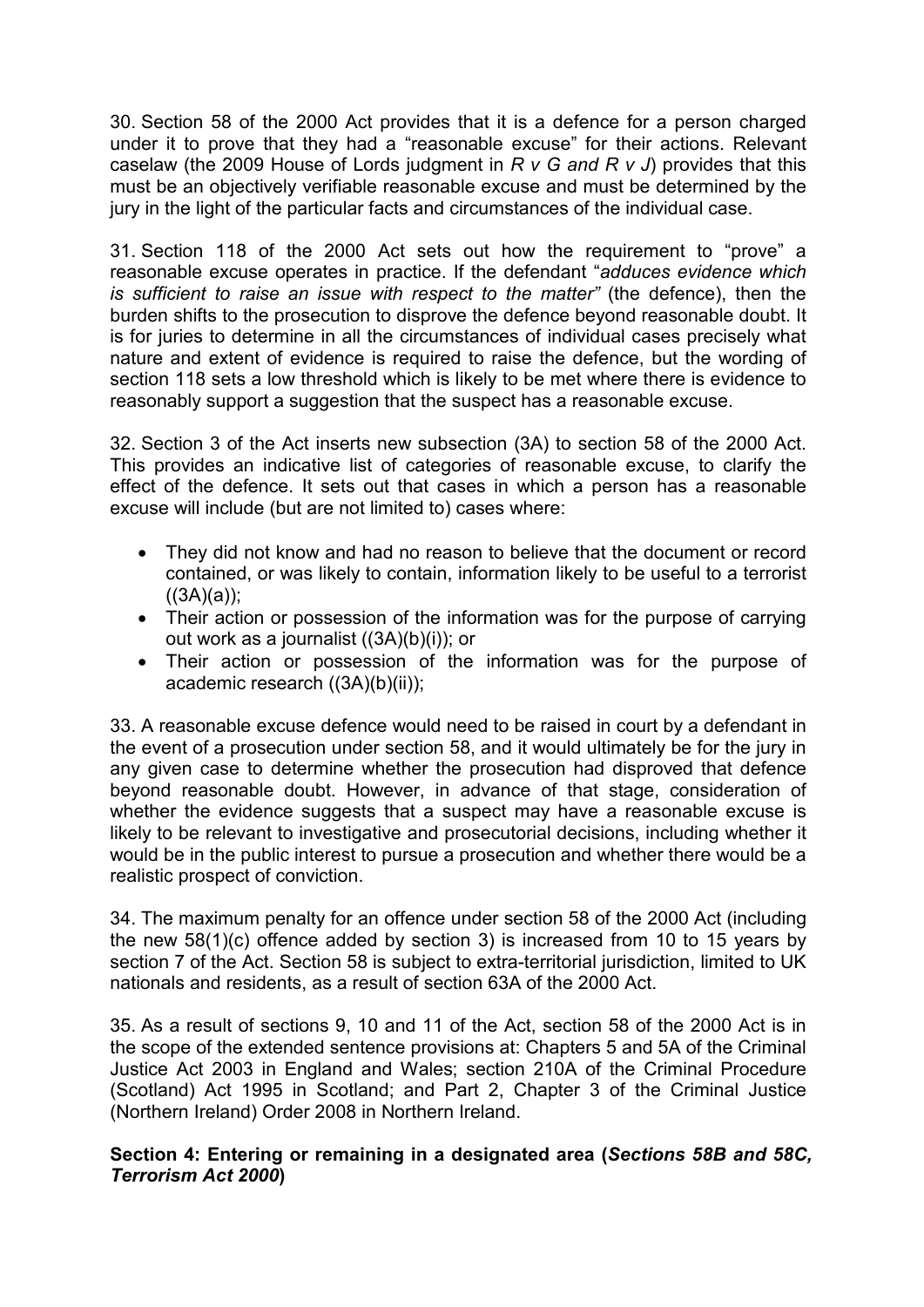30. Section 58 of the 2000 Act provides that it is a defence for a person charged under it to prove that they had a "reasonable excuse" for their actions. Relevant caselaw (the 2009 House of Lords judgment in *R v G and R v J*) provides that this must be an objectively verifiable reasonable excuse and must be determined by the jury in the light of the particular facts and circumstances of the individual case.

31. Section 118 of the 2000 Act sets out how the requirement to "prove" a reasonable excuse operates in practice. If the defendant "*adduces evidence which is sufficient to raise an issue with respect to the matter"* (the defence), then the burden shifts to the prosecution to disprove the defence beyond reasonable doubt. It is for juries to determine in all the circumstances of individual cases precisely what nature and extent of evidence is required to raise the defence, but the wording of section 118 sets a low threshold which is likely to be met where there is evidence to reasonably support a suggestion that the suspect has a reasonable excuse.

32. Section 3 of the Act inserts new subsection (3A) to section 58 of the 2000 Act. This provides an indicative list of categories of reasonable excuse, to clarify the effect of the defence. It sets out that cases in which a person has a reasonable excuse will include (but are not limited to) cases where:

- They did not know and had no reason to believe that the document or record contained, or was likely to contain, information likely to be useful to a terrorist ((3A)(a));
- Their action or possession of the information was for the purpose of carrying out work as a journalist ((3A)(b)(i)); or
- Their action or possession of the information was for the purpose of academic research ((3A)(b)(ii));

33. A reasonable excuse defence would need to be raised in court by a defendant in the event of a prosecution under section 58, and it would ultimately be for the jury in any given case to determine whether the prosecution had disproved that defence beyond reasonable doubt. However, in advance of that stage, consideration of whether the evidence suggests that a suspect may have a reasonable excuse is likely to be relevant to investigative and prosecutorial decisions, including whether it would be in the public interest to pursue a prosecution and whether there would be a realistic prospect of conviction.

34. The maximum penalty for an offence under section 58 of the 2000 Act (including the new 58(1)(c) offence added by section 3) is increased from 10 to 15 years by section 7 of the Act. Section 58 is subject to extra-territorial jurisdiction, limited to UK nationals and residents, as a result of section 63A of the 2000 Act.

35. As a result of sections 9, 10 and 11 of the Act, section 58 of the 2000 Act is in the scope of the extended sentence provisions at: Chapters 5 and 5A of the Criminal Justice Act 2003 in England and Wales; section 210A of the Criminal Procedure (Scotland) Act 1995 in Scotland; and Part 2, Chapter 3 of the Criminal Justice (Northern Ireland) Order 2008 in Northern Ireland.

**Section 4: Entering or remaining in a designated area (*Sections 58B and 58C, Terrorism Act 2000*)**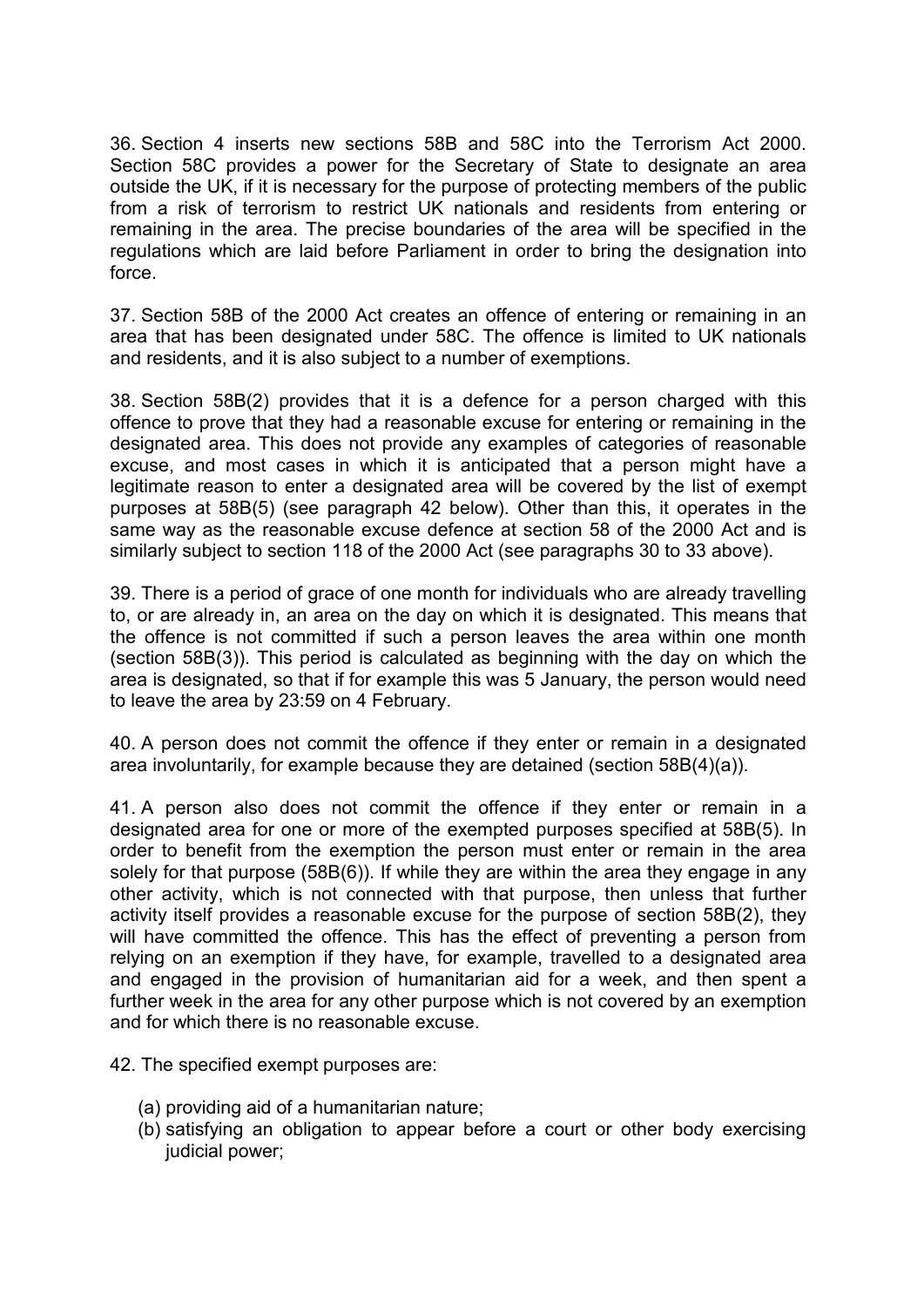36. Section 4 inserts new sections 58B and 58C into the Terrorism Act 2000. Section 58C provides a power for the Secretary of State to designate an area outside the UK, if it is necessary for the purpose of protecting members of the public from a risk of terrorism to restrict UK nationals and residents from entering or remaining in the area. The precise boundaries of the area will be specified in the regulations which are laid before Parliament in order to bring the designation into force.

37. Section 58B of the 2000 Act creates an offence of entering or remaining in an area that has been designated under 58C. The offence is limited to UK nationals and residents, and it is also subject to a number of exemptions.

38. Section 58B(2) provides that it is a defence for a person charged with this offence to prove that they had a reasonable excuse for entering or remaining in the designated area. This does not provide any examples of categories of reasonable excuse, and most cases in which it is anticipated that a person might have a legitimate reason to enter a designated area will be covered by the list of exempt purposes at 58B(5) (see paragraph 42 below). Other than this, it operates in the same way as the reasonable excuse defence at section 58 of the 2000 Act and is similarly subject to section 118 of the 2000 Act (see paragraphs 30 to 33 above).

39. There is a period of grace of one month for individuals who are already travelling to, or are already in, an area on the day on which it is designated. This means that the offence is not committed if such a person leaves the area within one month (section 58B(3)). This period is calculated as beginning with the day on which the area is designated, so that if for example this was 5 January, the person would need to leave the area by 23:59 on 4 February.

40. A person does not commit the offence if they enter or remain in a designated area involuntarily, for example because they are detained (section 58B(4)(a)).

41. A person also does not commit the offence if they enter or remain in a designated area for one or more of the exempted purposes specified at 58B(5). In order to benefit from the exemption the person must enter or remain in the area solely for that purpose (58B(6)). If while they are within the area they engage in any other activity, which is not connected with that purpose, then unless that further activity itself provides a reasonable excuse for the purpose of section 58B(2), they will have committed the offence. This has the effect of preventing a person from relying on an exemption if they have, for example, travelled to a designated area and engaged in the provision of humanitarian aid for a week, and then spent a further week in the area for any other purpose which is not covered by an exemption and for which there is no reasonable excuse.

42. The specified exempt purposes are:

(a) providing aid of a humanitarian nature;
(b) satisfying an obligation to appear before a court or other body exercising judicial power;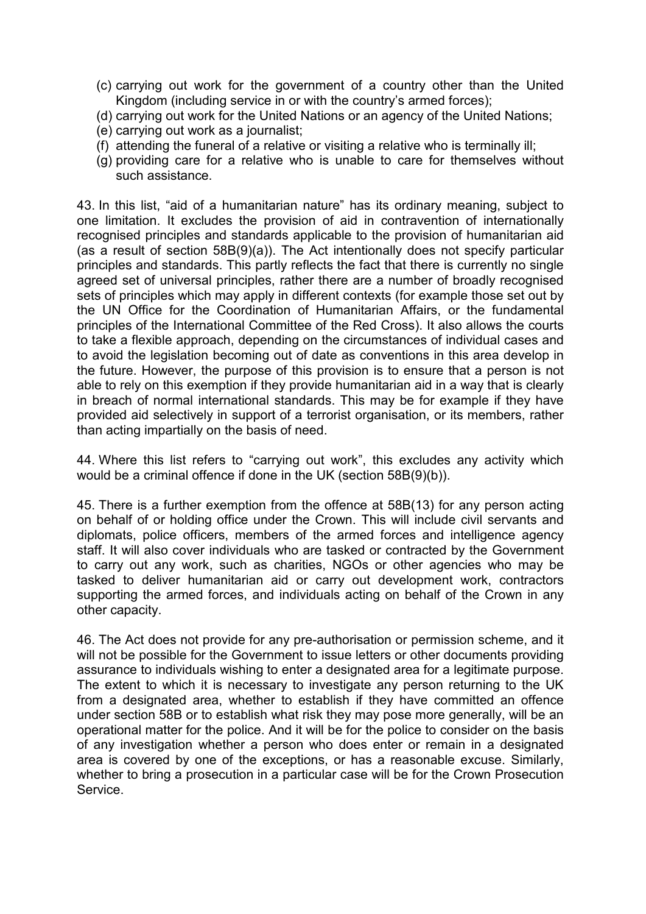(c) carrying out work for the government of a country other than the United Kingdom (including service in or with the country's armed forces);
(d) carrying out work for the United Nations or an agency of the United Nations;
(e) carrying out work as a journalist;
(f) attending the funeral of a relative or visiting a relative who is terminally ill;
(g) providing care for a relative who is unable to care for themselves without such assistance.

43. In this list, "aid of a humanitarian nature" has its ordinary meaning, subject to one limitation. It excludes the provision of aid in contravention of internationally recognised principles and standards applicable to the provision of humanitarian aid (as a result of section 58B(9)(a)). The Act intentionally does not specify particular principles and standards. This partly reflects the fact that there is currently no single agreed set of universal principles, rather there are a number of broadly recognised sets of principles which may apply in different contexts (for example those set out by the UN Office for the Coordination of Humanitarian Affairs, or the fundamental principles of the International Committee of the Red Cross). It also allows the courts to take a flexible approach, depending on the circumstances of individual cases and to avoid the legislation becoming out of date as conventions in this area develop in the future. However, the purpose of this provision is to ensure that a person is not able to rely on this exemption if they provide humanitarian aid in a way that is clearly in breach of normal international standards. This may be for example if they have provided aid selectively in support of a terrorist organisation, or its members, rather than acting impartially on the basis of need.

44. Where this list refers to "carrying out work", this excludes any activity which would be a criminal offence if done in the UK (section 58B(9)(b)).

45. There is a further exemption from the offence at 58B(13) for any person acting on behalf of or holding office under the Crown. This will include civil servants and diplomats, police officers, members of the armed forces and intelligence agency staff. It will also cover individuals who are tasked or contracted by the Government to carry out any work, such as charities, NGOs or other agencies who may be tasked to deliver humanitarian aid or carry out development work, contractors supporting the armed forces, and individuals acting on behalf of the Crown in any other capacity.

46. The Act does not provide for any pre-authorisation or permission scheme, and it will not be possible for the Government to issue letters or other documents providing assurance to individuals wishing to enter a designated area for a legitimate purpose. The extent to which it is necessary to investigate any person returning to the UK from a designated area, whether to establish if they have committed an offence under section 58B or to establish what risk they may pose more generally, will be an operational matter for the police. And it will be for the police to consider on the basis of any investigation whether a person who does enter or remain in a designated area is covered by one of the exceptions, or has a reasonable excuse. Similarly, whether to bring a prosecution in a particular case will be for the Crown Prosecution Service.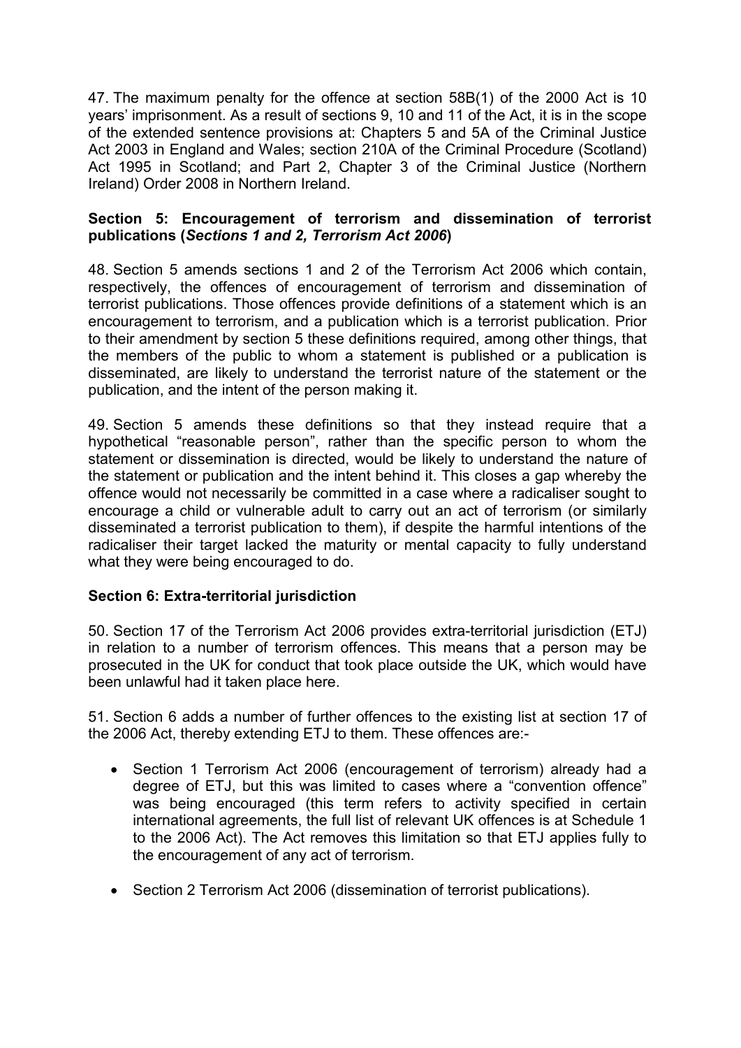47. The maximum penalty for the offence at section 58B(1) of the 2000 Act is 10 years' imprisonment. As a result of sections 9, 10 and 11 of the Act, it is in the scope of the extended sentence provisions at: Chapters 5 and 5A of the Criminal Justice Act 2003 in England and Wales; section 210A of the Criminal Procedure (Scotland) Act 1995 in Scotland; and Part 2, Chapter 3 of the Criminal Justice (Northern Ireland) Order 2008 in Northern Ireland.

**Section 5: Encouragement of terrorism and dissemination of terrorist publications (*Sections 1 and 2, Terrorism Act 2006*)**

48. Section 5 amends sections 1 and 2 of the Terrorism Act 2006 which contain, respectively, the offences of encouragement of terrorism and dissemination of terrorist publications. Those offences provide definitions of a statement which is an encouragement to terrorism, and a publication which is a terrorist publication. Prior to their amendment by section 5 these definitions required, among other things, that the members of the public to whom a statement is published or a publication is disseminated, are likely to understand the terrorist nature of the statement or the publication, and the intent of the person making it.

49. Section 5 amends these definitions so that they instead require that a hypothetical "reasonable person", rather than the specific person to whom the statement or dissemination is directed, would be likely to understand the nature of the statement or publication and the intent behind it. This closes a gap whereby the offence would not necessarily be committed in a case where a radicaliser sought to encourage a child or vulnerable adult to carry out an act of terrorism (or similarly disseminated a terrorist publication to them), if despite the harmful intentions of the radicaliser their target lacked the maturity or mental capacity to fully understand what they were being encouraged to do.

**Section 6: Extra-territorial jurisdiction**

50. Section 17 of the Terrorism Act 2006 provides extra-territorial jurisdiction (ETJ) in relation to a number of terrorism offences. This means that a person may be prosecuted in the UK for conduct that took place outside the UK, which would have been unlawful had it taken place here.

51. Section 6 adds a number of further offences to the existing list at section 17 of the 2006 Act, thereby extending ETJ to them. These offences are:-

- Section 1 Terrorism Act 2006 (encouragement of terrorism) already had a degree of ETJ, but this was limited to cases where a "convention offence" was being encouraged (this term refers to activity specified in certain international agreements, the full list of relevant UK offences is at Schedule 1 to the 2006 Act). The Act removes this limitation so that ETJ applies fully to the encouragement of any act of terrorism.

- Section 2 Terrorism Act 2006 (dissemination of terrorist publications).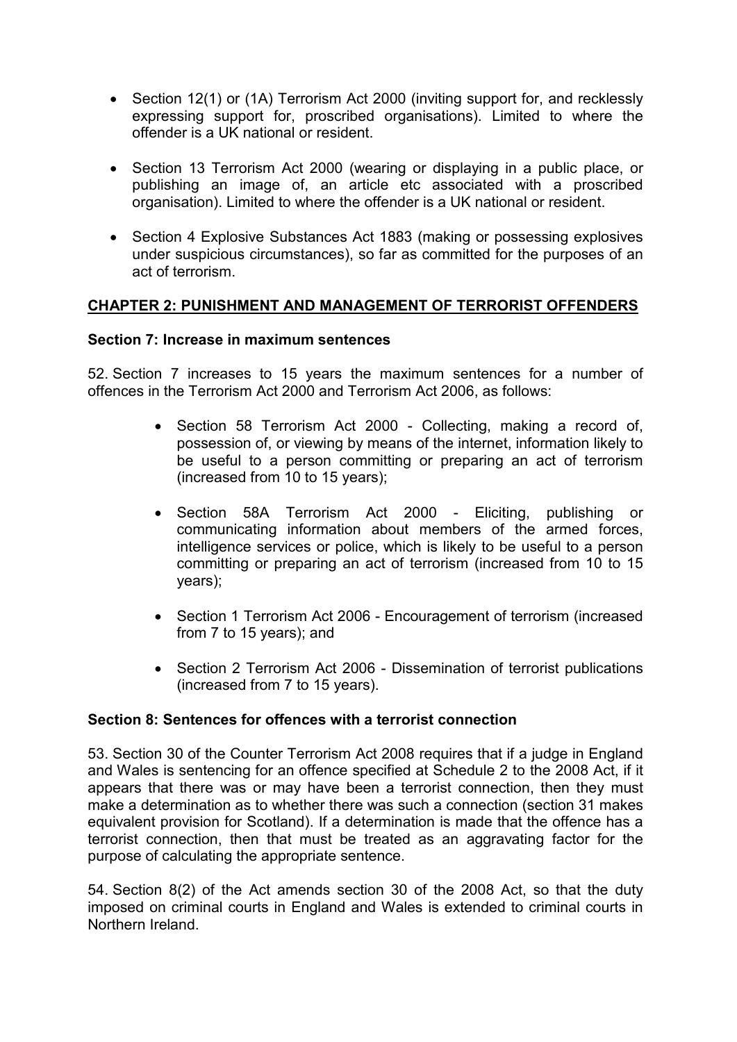- Section 12(1) or (1A) Terrorism Act 2000 (inviting support for, and recklessly expressing support for, proscribed organisations). Limited to where the offender is a UK national or resident.

- Section 13 Terrorism Act 2000 (wearing or displaying in a public place, or publishing an image of, an article etc associated with a proscribed organisation). Limited to where the offender is a UK national or resident.

- Section 4 Explosive Substances Act 1883 (making or possessing explosives under suspicious circumstances), so far as committed for the purposes of an act of terrorism.

## CHAPTER 2: PUNISHMENT AND MANAGEMENT OF TERRORIST OFFENDERS

### Section 7: Increase in maximum sentences

52. Section 7 increases to 15 years the maximum sentences for a number of offences in the Terrorism Act 2000 and Terrorism Act 2006, as follows:

- Section 58 Terrorism Act 2000 - Collecting, making a record of, possession of, or viewing by means of the internet, information likely to be useful to a person committing or preparing an act of terrorism (increased from 10 to 15 years);

- Section 58A Terrorism Act 2000 - Eliciting, publishing or communicating information about members of the armed forces, intelligence services or police, which is likely to be useful to a person committing or preparing an act of terrorism (increased from 10 to 15 years);

- Section 1 Terrorism Act 2006 - Encouragement of terrorism (increased from 7 to 15 years); and

- Section 2 Terrorism Act 2006 - Dissemination of terrorist publications (increased from 7 to 15 years).

### Section 8: Sentences for offences with a terrorist connection

53. Section 30 of the Counter Terrorism Act 2008 requires that if a judge in England and Wales is sentencing for an offence specified at Schedule 2 to the 2008 Act, if it appears that there was or may have been a terrorist connection, then they must make a determination as to whether there was such a connection (section 31 makes equivalent provision for Scotland). If a determination is made that the offence has a terrorist connection, then that must be treated as an aggravating factor for the purpose of calculating the appropriate sentence.

54. Section 8(2) of the Act amends section 30 of the 2008 Act, so that the duty imposed on criminal courts in England and Wales is extended to criminal courts in Northern Ireland.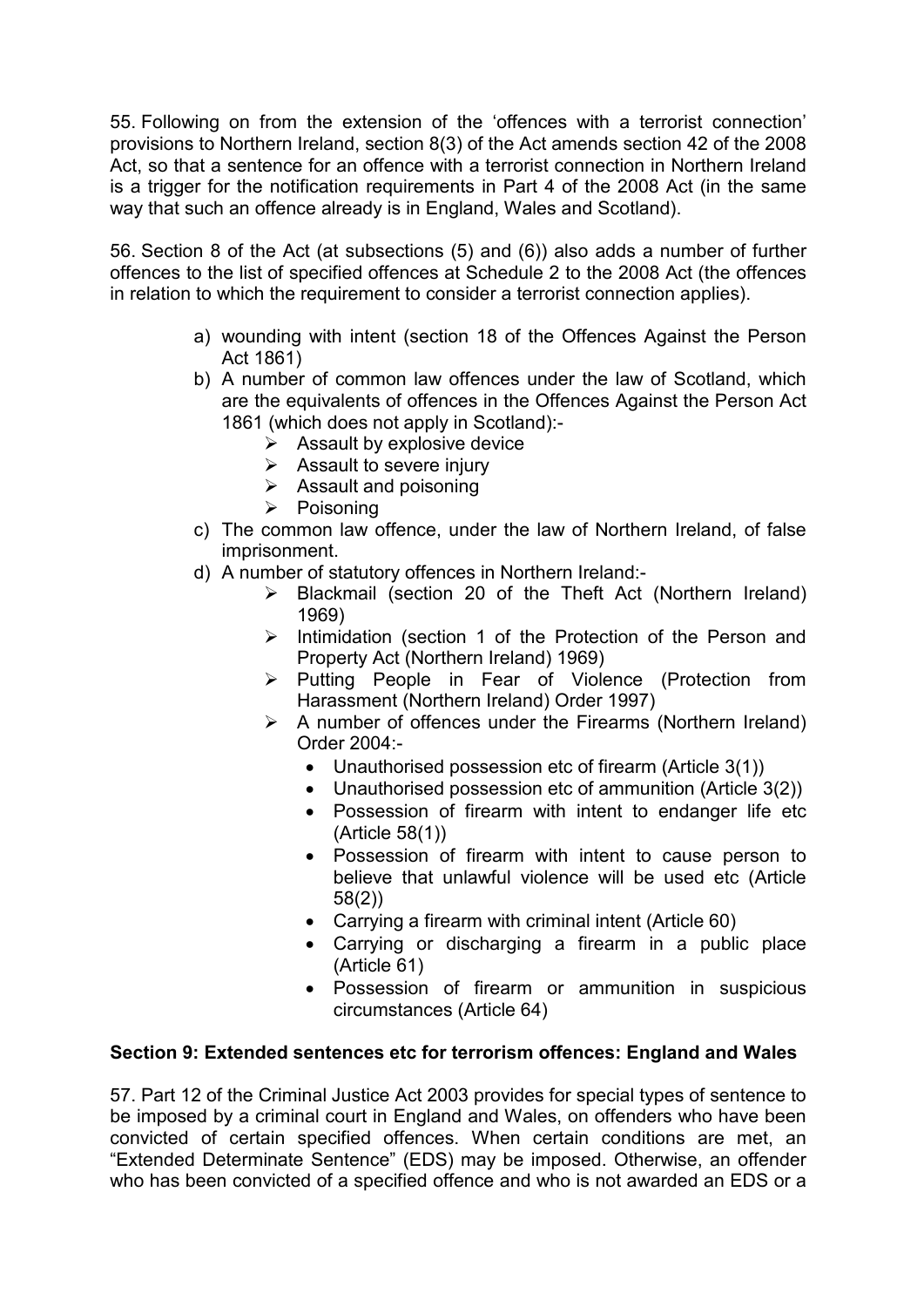55. Following on from the extension of the 'offences with a terrorist connection' provisions to Northern Ireland, section 8(3) of the Act amends section 42 of the 2008 Act, so that a sentence for an offence with a terrorist connection in Northern Ireland is a trigger for the notification requirements in Part 4 of the 2008 Act (in the same way that such an offence already is in England, Wales and Scotland).

56. Section 8 of the Act (at subsections (5) and (6)) also adds a number of further offences to the list of specified offences at Schedule 2 to the 2008 Act (the offences in relation to which the requirement to consider a terrorist connection applies).

a) wounding with intent (section 18 of the Offences Against the Person Act 1861)
b) A number of common law offences under the law of Scotland, which are the equivalents of offences in the Offences Against the Person Act 1861 (which does not apply in Scotland):-
    - Assault by explosive device
    - Assault to severe injury
    - Assault and poisoning
    - Poisoning
c) The common law offence, under the law of Northern Ireland, of false imprisonment.
d) A number of statutory offences in Northern Ireland:-
    - Blackmail (section 20 of the Theft Act (Northern Ireland) 1969)
    - Intimidation (section 1 of the Protection of the Person and Property Act (Northern Ireland) 1969)
    - Putting People in Fear of Violence (Protection from Harassment (Northern Ireland) Order 1997)
    - A number of offences under the Firearms (Northern Ireland) Order 2004:-
        - Unauthorised possession etc of firearm (Article 3(1))
        - Unauthorised possession etc of ammunition (Article 3(2))
        - Possession of firearm with intent to endanger life etc (Article 58(1))
        - Possession of firearm with intent to cause person to believe that unlawful violence will be used etc (Article 58(2))
        - Carrying a firearm with criminal intent (Article 60)
        - Carrying or discharging a firearm in a public place (Article 61)
        - Possession of firearm or ammunition in suspicious circumstances (Article 64)

**Section 9: Extended sentences etc for terrorism offences: England and Wales**

57. Part 12 of the Criminal Justice Act 2003 provides for special types of sentence to be imposed by a criminal court in England and Wales, on offenders who have been convicted of certain specified offences. When certain conditions are met, an "Extended Determinate Sentence" (EDS) may be imposed. Otherwise, an offender who has been convicted of a specified offence and who is not awarded an EDS or a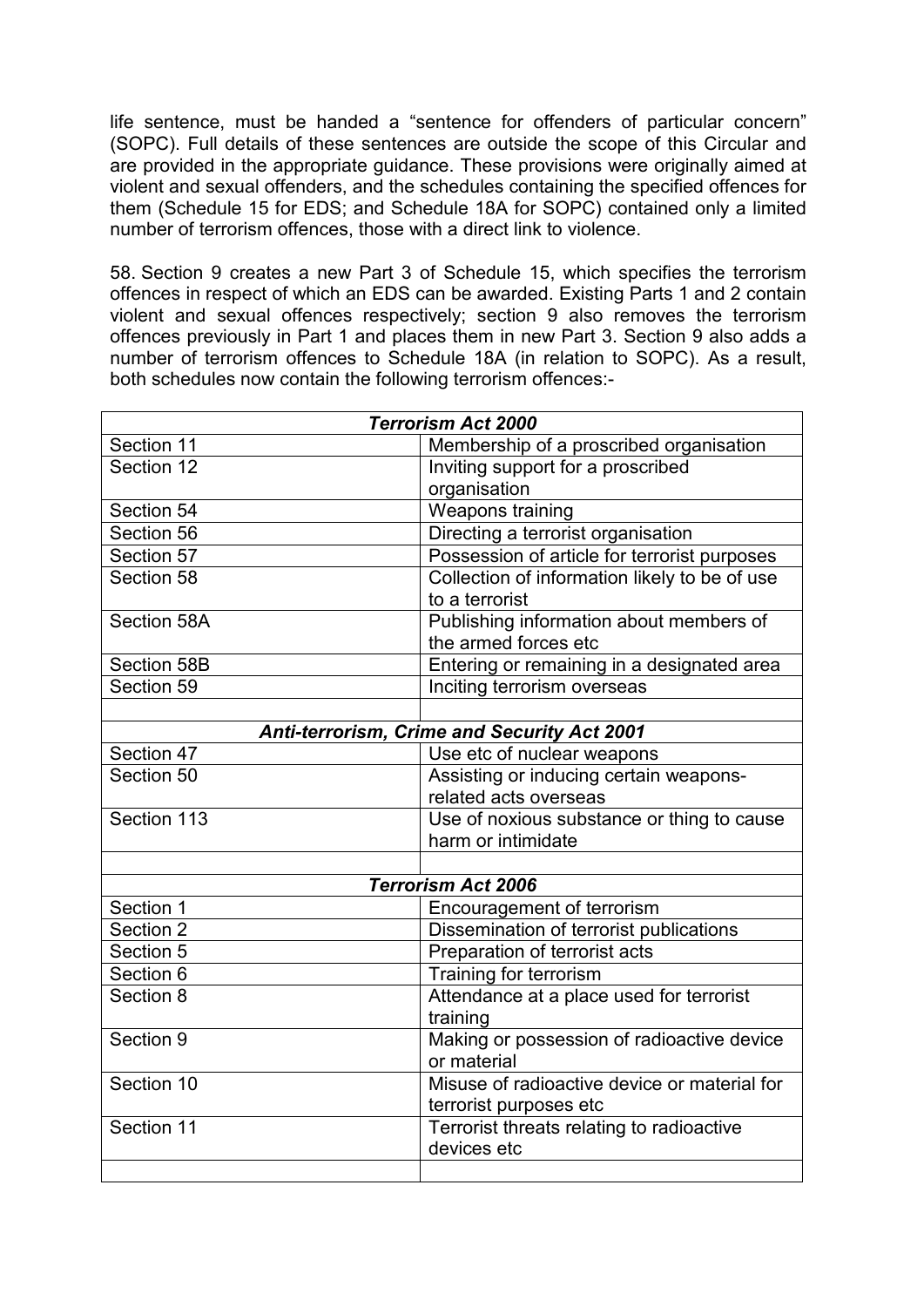life sentence, must be handed a "sentence for offenders of particular concern" (SOPC). Full details of these sentences are outside the scope of this Circular and are provided in the appropriate guidance. These provisions were originally aimed at violent and sexual offenders, and the schedules containing the specified offences for them (Schedule 15 for EDS; and Schedule 18A for SOPC) contained only a limited number of terrorism offences, those with a direct link to violence.

58. Section 9 creates a new Part 3 of Schedule 15, which specifies the terrorism offences in respect of which an EDS can be awarded. Existing Parts 1 and 2 contain violent and sexual offences respectively; section 9 also removes the terrorism offences previously in Part 1 and places them in new Part 3. Section 9 also adds a number of terrorism offences to Schedule 18A (in relation to SOPC). As a result, both schedules now contain the following terrorism offences:-

| ***Terrorism Act 2000*** | |
|---|---|
| Section 11 | Membership of a proscribed organisation |
| Section 12 | Inviting support for a proscribed organisation |
| Section 54 | Weapons training |
| Section 56 | Directing a terrorist organisation |
| Section 57 | Possession of article for terrorist purposes |
| Section 58 | Collection of information likely to be of use to a terrorist |
| Section 58A | Publishing information about members of the armed forces etc |
| Section 58B | Entering or remaining in a designated area |
| Section 59 | Inciting terrorism overseas |
| | |
| ***Anti-terrorism, Crime and Security Act 2001*** | |
| Section 47 | Use etc of nuclear weapons |
| Section 50 | Assisting or inducing certain weapons-related acts overseas |
| Section 113 | Use of noxious substance or thing to cause harm or intimidate |
| | |
| ***Terrorism Act 2006*** | |
| Section 1 | Encouragement of terrorism |
| Section 2 | Dissemination of terrorist publications |
| Section 5 | Preparation of terrorist acts |
| Section 6 | Training for terrorism |
| Section 8 | Attendance at a place used for terrorist training |
| Section 9 | Making or possession of radioactive device or material |
| Section 10 | Misuse of radioactive device or material for terrorist purposes etc |
| Section 11 | Terrorist threats relating to radioactive devices etc |
| | |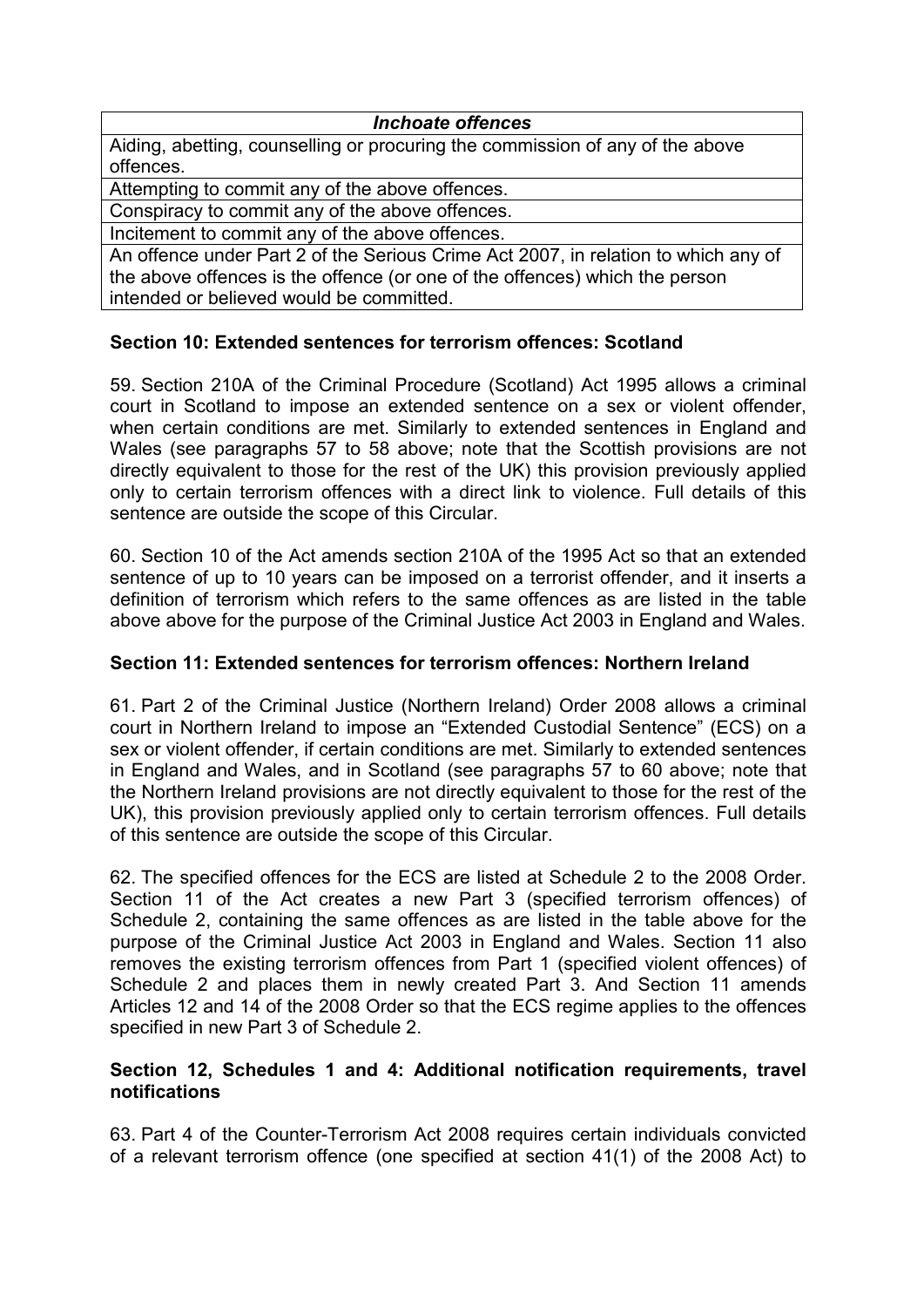| *Inchoate offences* |
| --- |
| Aiding, abetting, counselling or procuring the commission of any of the above offences. |
| Attempting to commit any of the above offences. |
| Conspiracy to commit any of the above offences. |
| Incitement to commit any of the above offences. |
| An offence under Part 2 of the Serious Crime Act 2007, in relation to which any of the above offences is the offence (or one of the offences) which the person intended or believed would be committed. |

**Section 10: Extended sentences for terrorism offences: Scotland**

59. Section 210A of the Criminal Procedure (Scotland) Act 1995 allows a criminal court in Scotland to impose an extended sentence on a sex or violent offender, when certain conditions are met. Similarly to extended sentences in England and Wales (see paragraphs 57 to 58 above; note that the Scottish provisions are not directly equivalent to those for the rest of the UK) this provision previously applied only to certain terrorism offences with a direct link to violence. Full details of this sentence are outside the scope of this Circular.

60. Section 10 of the Act amends section 210A of the 1995 Act so that an extended sentence of up to 10 years can be imposed on a terrorist offender, and it inserts a definition of terrorism which refers to the same offences as are listed in the table above above for the purpose of the Criminal Justice Act 2003 in England and Wales.

**Section 11: Extended sentences for terrorism offences: Northern Ireland**

61. Part 2 of the Criminal Justice (Northern Ireland) Order 2008 allows a criminal court in Northern Ireland to impose an "Extended Custodial Sentence" (ECS) on a sex or violent offender, if certain conditions are met. Similarly to extended sentences in England and Wales, and in Scotland (see paragraphs 57 to 60 above; note that the Northern Ireland provisions are not directly equivalent to those for the rest of the UK), this provision previously applied only to certain terrorism offences. Full details of this sentence are outside the scope of this Circular.

62. The specified offences for the ECS are listed at Schedule 2 to the 2008 Order. Section 11 of the Act creates a new Part 3 (specified terrorism offences) of Schedule 2, containing the same offences as are listed in the table above for the purpose of the Criminal Justice Act 2003 in England and Wales. Section 11 also removes the existing terrorism offences from Part 1 (specified violent offences) of Schedule 2 and places them in newly created Part 3. And Section 11 amends Articles 12 and 14 of the 2008 Order so that the ECS regime applies to the offences specified in new Part 3 of Schedule 2.

**Section 12, Schedules 1 and 4: Additional notification requirements, travel notifications**

63. Part 4 of the Counter-Terrorism Act 2008 requires certain individuals convicted of a relevant terrorism offence (one specified at section 41(1) of the 2008 Act) to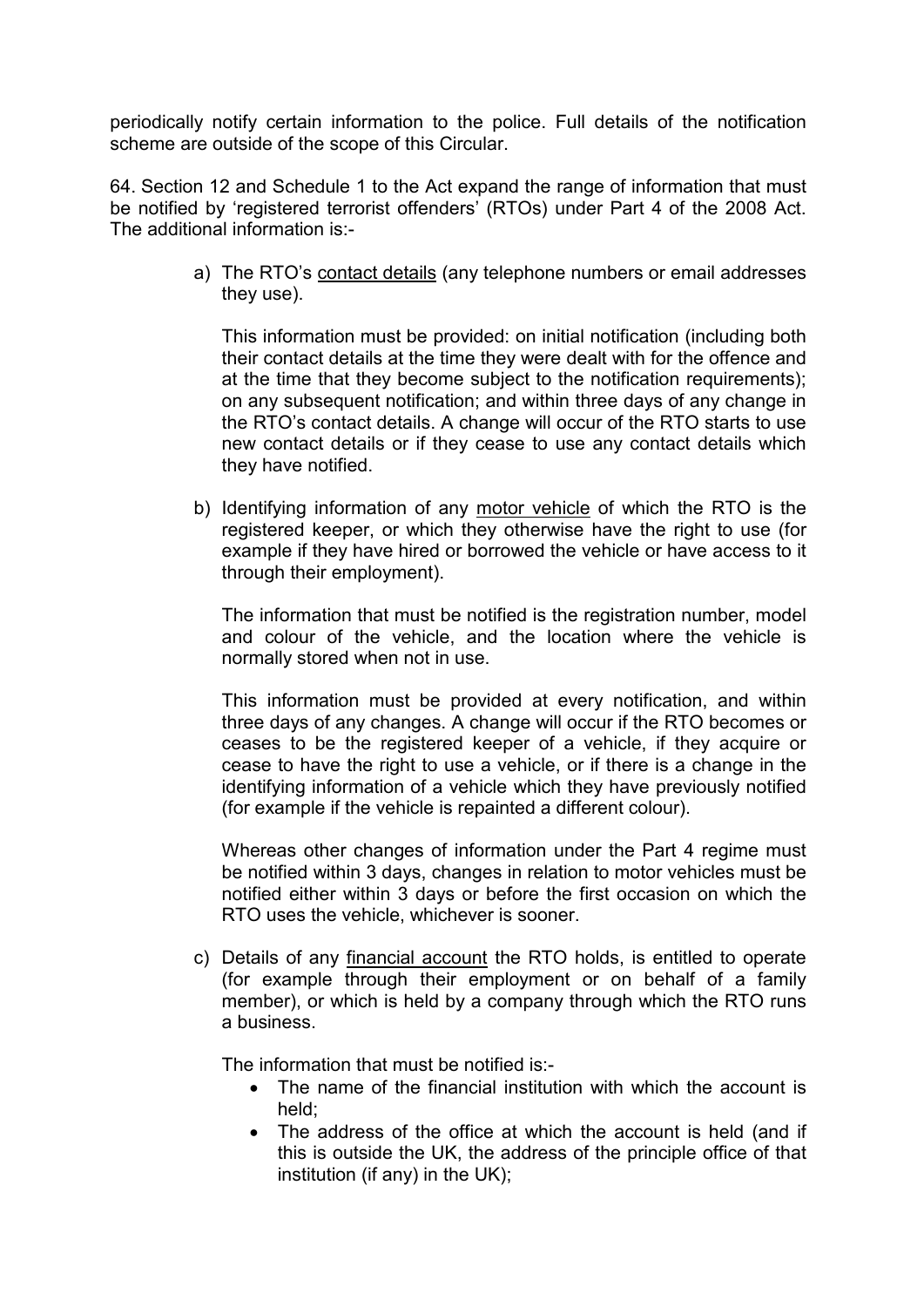periodically notify certain information to the police. Full details of the notification scheme are outside of the scope of this Circular.

64. Section 12 and Schedule 1 to the Act expand the range of information that must be notified by 'registered terrorist offenders' (RTOs) under Part 4 of the 2008 Act. The additional information is:-

a) The RTO's contact details (any telephone numbers or email addresses they use).

   This information must be provided: on initial notification (including both their contact details at the time they were dealt with for the offence and at the time that they become subject to the notification requirements); on any subsequent notification; and within three days of any change in the RTO's contact details. A change will occur of the RTO starts to use new contact details or if they cease to use any contact details which they have notified.

b) Identifying information of any motor vehicle of which the RTO is the registered keeper, or which they otherwise have the right to use (for example if they have hired or borrowed the vehicle or have access to it through their employment).

   The information that must be notified is the registration number, model and colour of the vehicle, and the location where the vehicle is normally stored when not in use.

   This information must be provided at every notification, and within three days of any changes. A change will occur if the RTO becomes or ceases to be the registered keeper of a vehicle, if they acquire or cease to have the right to use a vehicle, or if there is a change in the identifying information of a vehicle which they have previously notified (for example if the vehicle is repainted a different colour).

   Whereas other changes of information under the Part 4 regime must be notified within 3 days, changes in relation to motor vehicles must be notified either within 3 days or before the first occasion on which the RTO uses the vehicle, whichever is sooner.

c) Details of any financial account the RTO holds, is entitled to operate (for example through their employment or on behalf of a family member), or which is held by a company through which the RTO runs a business.

   The information that must be notified is:-

   - The name of the financial institution with which the account is held;
   - The address of the office at which the account is held (and if this is outside the UK, the address of the principle office of that institution (if any) in the UK);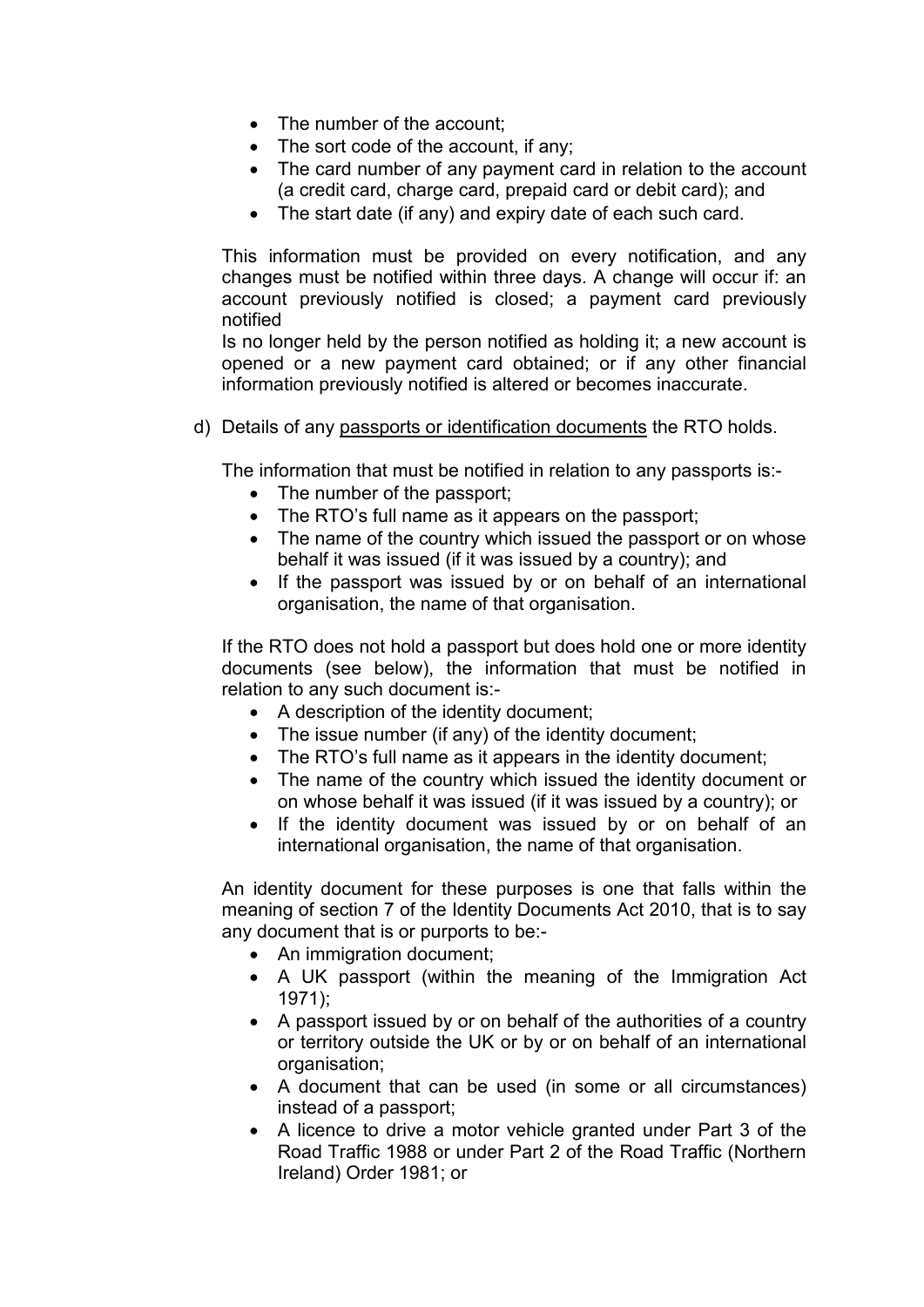- The number of the account;
- The sort code of the account, if any;
- The card number of any payment card in relation to the account (a credit card, charge card, prepaid card or debit card); and
- The start date (if any) and expiry date of each such card.

This information must be provided on every notification, and any changes must be notified within three days. A change will occur if: an account previously notified is closed; a payment card previously notified
Is no longer held by the person notified as holding it; a new account is opened or a new payment card obtained; or if any other financial information previously notified is altered or becomes inaccurate.

d) Details of any passports or identification documents the RTO holds.

The information that must be notified in relation to any passports is:-

- The number of the passport;
- The RTO's full name as it appears on the passport;
- The name of the country which issued the passport or on whose behalf it was issued (if it was issued by a country); and
- If the passport was issued by or on behalf of an international organisation, the name of that organisation.

If the RTO does not hold a passport but does hold one or more identity documents (see below), the information that must be notified in relation to any such document is:-

- A description of the identity document;
- The issue number (if any) of the identity document;
- The RTO's full name as it appears in the identity document;
- The name of the country which issued the identity document or on whose behalf it was issued (if it was issued by a country); or
- If the identity document was issued by or on behalf of an international organisation, the name of that organisation.

An identity document for these purposes is one that falls within the meaning of section 7 of the Identity Documents Act 2010, that is to say any document that is or purports to be:-

- An immigration document;
- A UK passport (within the meaning of the Immigration Act 1971);
- A passport issued by or on behalf of the authorities of a country or territory outside the UK or by or on behalf of an international organisation;
- A document that can be used (in some or all circumstances) instead of a passport;
- A licence to drive a motor vehicle granted under Part 3 of the Road Traffic 1988 or under Part 2 of the Road Traffic (Northern Ireland) Order 1981; or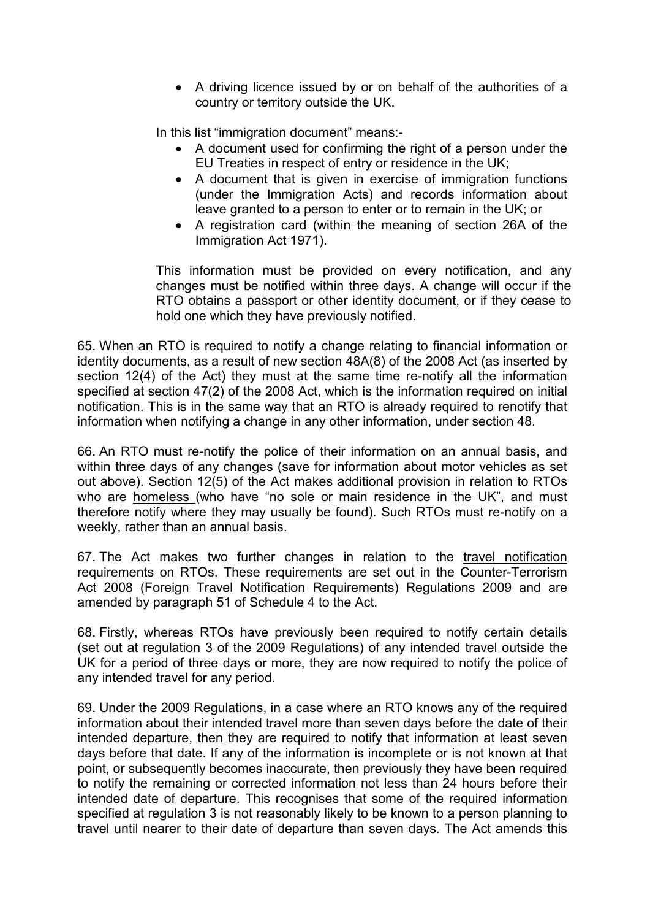- A driving licence issued by or on behalf of the authorities of a country or territory outside the UK.

In this list "immigration document" means:-

- A document used for confirming the right of a person under the EU Treaties in respect of entry or residence in the UK;
- A document that is given in exercise of immigration functions (under the Immigration Acts) and records information about leave granted to a person to enter or to remain in the UK; or
- A registration card (within the meaning of section 26A of the Immigration Act 1971).

This information must be provided on every notification, and any changes must be notified within three days. A change will occur if the RTO obtains a passport or other identity document, or if they cease to hold one which they have previously notified.

65. When an RTO is required to notify a change relating to financial information or identity documents, as a result of new section 48A(8) of the 2008 Act (as inserted by section 12(4) of the Act) they must at the same time re-notify all the information specified at section 47(2) of the 2008 Act, which is the information required on initial notification. This is in the same way that an RTO is already required to renotify that information when notifying a change in any other information, under section 48.

66. An RTO must re-notify the police of their information on an annual basis, and within three days of any changes (save for information about motor vehicles as set out above). Section 12(5) of the Act makes additional provision in relation to RTOs who are homeless (who have "no sole or main residence in the UK", and must therefore notify where they may usually be found). Such RTOs must re-notify on a weekly, rather than an annual basis.

67. The Act makes two further changes in relation to the travel notification requirements on RTOs. These requirements are set out in the Counter-Terrorism Act 2008 (Foreign Travel Notification Requirements) Regulations 2009 and are amended by paragraph 51 of Schedule 4 to the Act.

68. Firstly, whereas RTOs have previously been required to notify certain details (set out at regulation 3 of the 2009 Regulations) of any intended travel outside the UK for a period of three days or more, they are now required to notify the police of any intended travel for any period.

69. Under the 2009 Regulations, in a case where an RTO knows any of the required information about their intended travel more than seven days before the date of their intended departure, then they are required to notify that information at least seven days before that date. If any of the information is incomplete or is not known at that point, or subsequently becomes inaccurate, then previously they have been required to notify the remaining or corrected information not less than 24 hours before their intended date of departure. This recognises that some of the required information specified at regulation 3 is not reasonably likely to be known to a person planning to travel until nearer to their date of departure than seven days. The Act amends this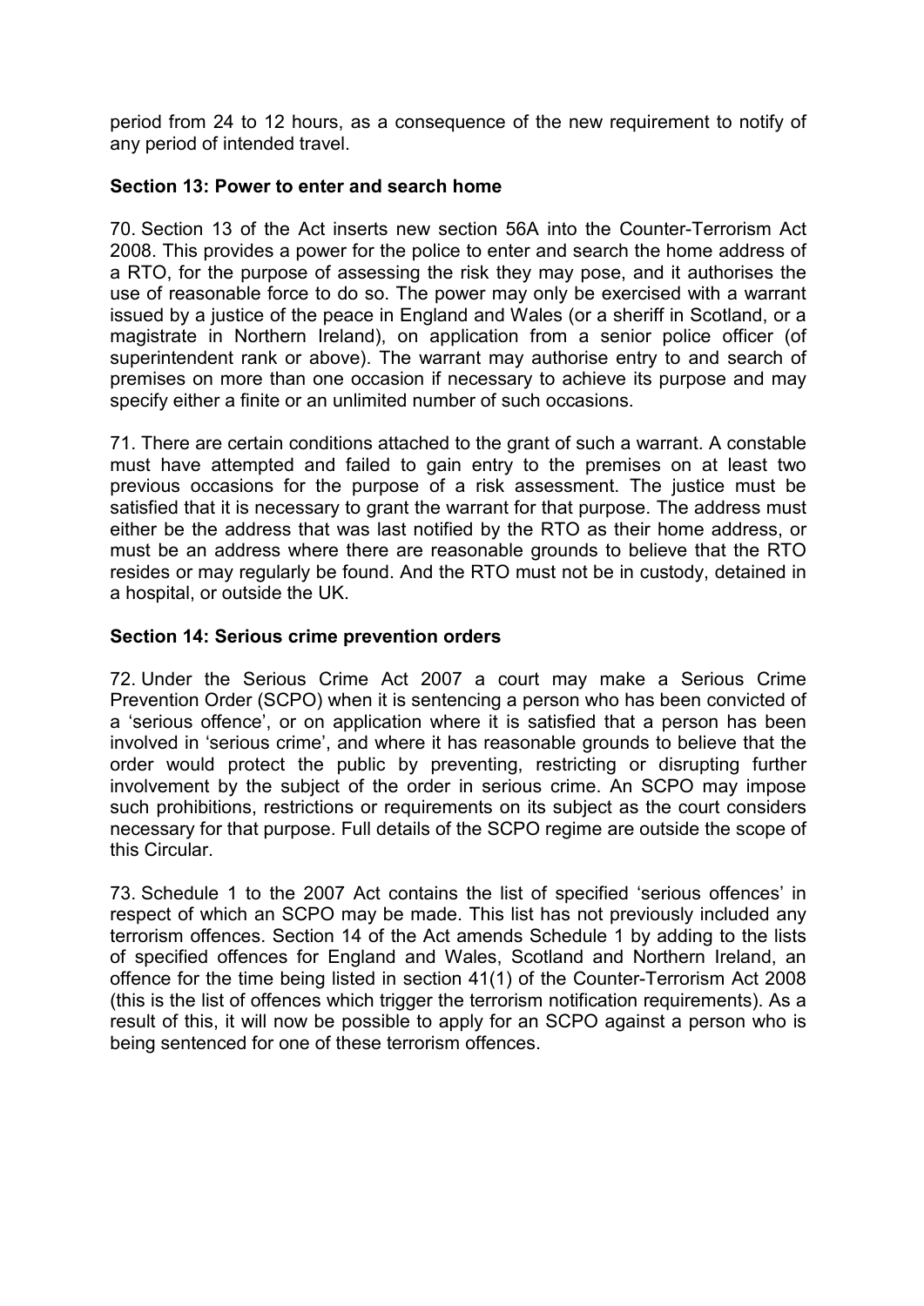period from 24 to 12 hours, as a consequence of the new requirement to notify of any period of intended travel.

**Section 13: Power to enter and search home**

70. Section 13 of the Act inserts new section 56A into the Counter-Terrorism Act 2008. This provides a power for the police to enter and search the home address of a RTO, for the purpose of assessing the risk they may pose, and it authorises the use of reasonable force to do so. The power may only be exercised with a warrant issued by a justice of the peace in England and Wales (or a sheriff in Scotland, or a magistrate in Northern Ireland), on application from a senior police officer (of superintendent rank or above). The warrant may authorise entry to and search of premises on more than one occasion if necessary to achieve its purpose and may specify either a finite or an unlimited number of such occasions.

71. There are certain conditions attached to the grant of such a warrant. A constable must have attempted and failed to gain entry to the premises on at least two previous occasions for the purpose of a risk assessment. The justice must be satisfied that it is necessary to grant the warrant for that purpose. The address must either be the address that was last notified by the RTO as their home address, or must be an address where there are reasonable grounds to believe that the RTO resides or may regularly be found. And the RTO must not be in custody, detained in a hospital, or outside the UK.

**Section 14: Serious crime prevention orders**

72. Under the Serious Crime Act 2007 a court may make a Serious Crime Prevention Order (SCPO) when it is sentencing a person who has been convicted of a 'serious offence', or on application where it is satisfied that a person has been involved in 'serious crime', and where it has reasonable grounds to believe that the order would protect the public by preventing, restricting or disrupting further involvement by the subject of the order in serious crime. An SCPO may impose such prohibitions, restrictions or requirements on its subject as the court considers necessary for that purpose. Full details of the SCPO regime are outside the scope of this Circular.

73. Schedule 1 to the 2007 Act contains the list of specified 'serious offences' in respect of which an SCPO may be made. This list has not previously included any terrorism offences. Section 14 of the Act amends Schedule 1 by adding to the lists of specified offences for England and Wales, Scotland and Northern Ireland, an offence for the time being listed in section 41(1) of the Counter-Terrorism Act 2008 (this is the list of offences which trigger the terrorism notification requirements). As a result of this, it will now be possible to apply for an SCPO against a person who is being sentenced for one of these terrorism offences.